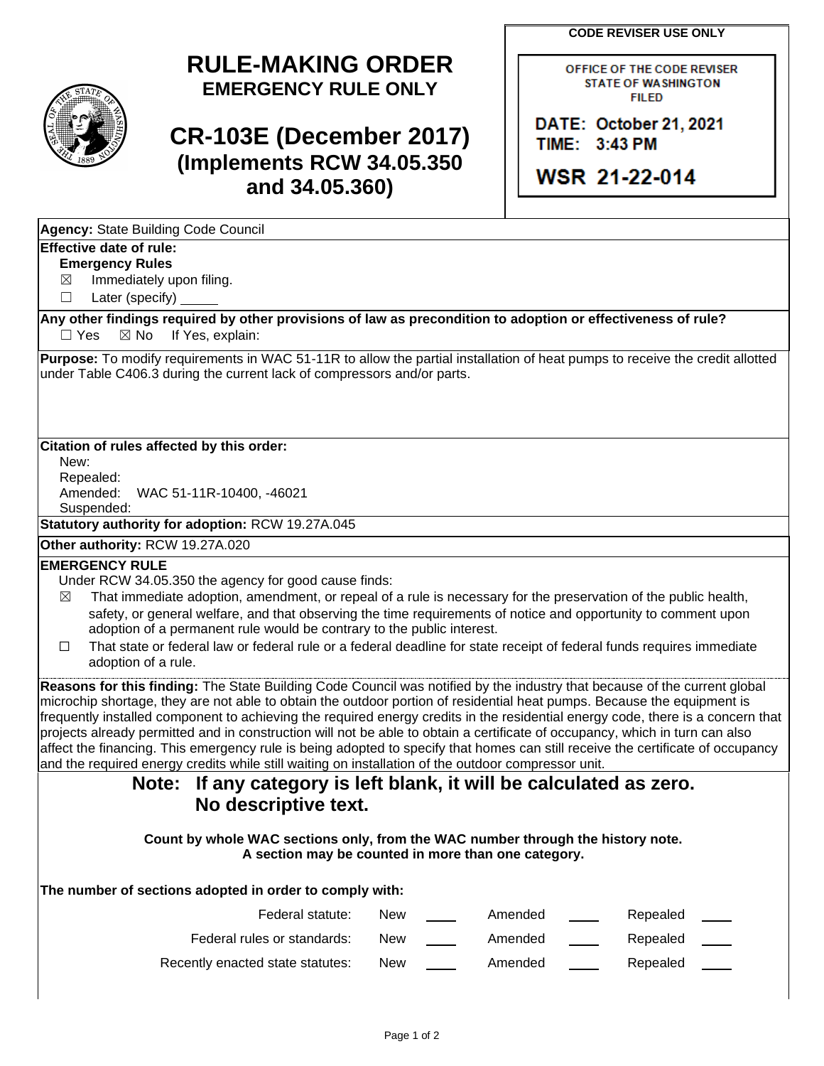# RULE-MAKING ORDER
## EMERGENCY RULE ONLY

## CR-103E (December 2017)
### (Implements RCW 34.05.350 and 34.05.360)

**CODE REVISER USE ONLY**

OFFICE OF THE CODE REVISER
STATE OF WASHINGTON
FILED

DATE: October 21, 2021
TIME: 3:43 PM

WSR 21-22-014

**Agency:** State Building Code Council

**Effective date of rule:**

**Emergency Rules**

☒ Immediately upon filing.

☐ Later (specify) \_\_\_\_\_

**Any other findings required by other provisions of law as precondition to adoption or effectiveness of rule?**

☐ Yes ☒ No If Yes, explain:

**Purpose:** To modify requirements in WAC 51-11R to allow the partial installation of heat pumps to receive the credit allotted under Table C406.3 during the current lack of compressors and/or parts.

**Citation of rules affected by this order:**

New:
Repealed:
Amended: WAC 51-11R-10400, -46021
Suspended:

**Statutory authority for adoption:** RCW 19.27A.045

**Other authority:** RCW 19.27A.020

**EMERGENCY RULE**

Under RCW 34.05.350 the agency for good cause finds:

☒ That immediate adoption, amendment, or repeal of a rule is necessary for the preservation of the public health, safety, or general welfare, and that observing the time requirements of notice and opportunity to comment upon adoption of a permanent rule would be contrary to the public interest.

☐ That state or federal law or federal rule or a federal deadline for state receipt of federal funds requires immediate adoption of a rule.

**Reasons for this finding:** The State Building Code Council was notified by the industry that because of the current global microchip shortage, they are not able to obtain the outdoor portion of residential heat pumps. Because the equipment is frequently installed component to achieving the required energy credits in the residential energy code, there is a concern that projects already permitted and in construction will not be able to obtain a certificate of occupancy, which in turn can also affect the financing. This emergency rule is being adopted to specify that homes can still receive the certificate of occupancy and the required energy credits while still waiting on installation of the outdoor compressor unit.

**Note: If any category is left blank, it will be calculated as zero. No descriptive text.**

**Count by whole WAC sections only, from the WAC number through the history note. A section may be counted in more than one category.**

**The number of sections adopted in order to comply with:**

| | | | | | | |
|---|---|---|---|---|---|---|
| Federal statute: | New | \_\_\_\_ | Amended | \_\_\_\_ | Repealed | \_\_\_\_ |
| Federal rules or standards: | New | \_\_\_\_ | Amended | \_\_\_\_ | Repealed | \_\_\_\_ |
| Recently enacted state statutes: | New | \_\_\_\_ | Amended | \_\_\_\_ | Repealed | \_\_\_\_ |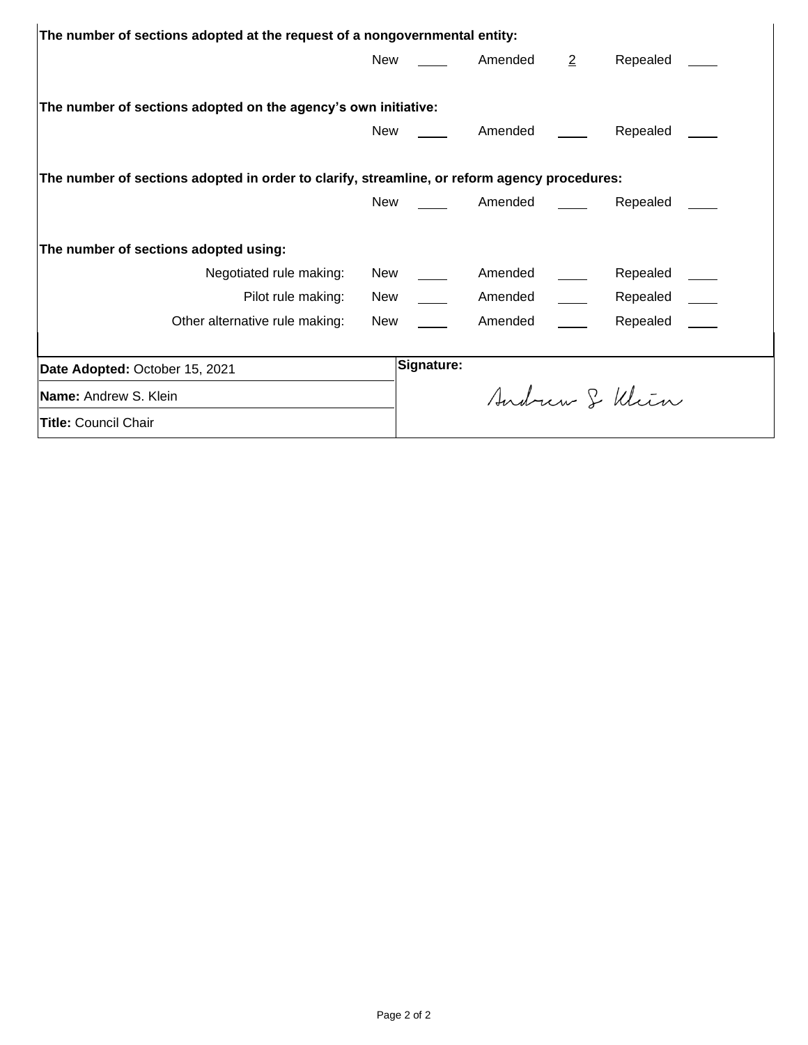**The number of sections adopted at the request of a nongovernmental entity:**

New ____ Amended 2 Repealed ____

**The number of sections adopted on the agency's own initiative:**

New ____ Amended ____ Repealed ____

**The number of sections adopted in order to clarify, streamline, or reform agency procedures:**

New ____ Amended ____ Repealed ____

**The number of sections adopted using:**

| | | | |
|---|---|---|---|
| Negotiated rule making: | New ____ | Amended ____ | Repealed ____ |
| Pilot rule making: | New ____ | Amended ____ | Repealed ____ |
| Other alternative rule making: | New ____ | Amended ____ | Repealed ____ |

| | |
|---|---|
| **Date Adopted:** October 15, 2021 | **Signature:** |
| **Name:** Andrew S. Klein | Andrew S. Klein |
| **Title:** Council Chair | |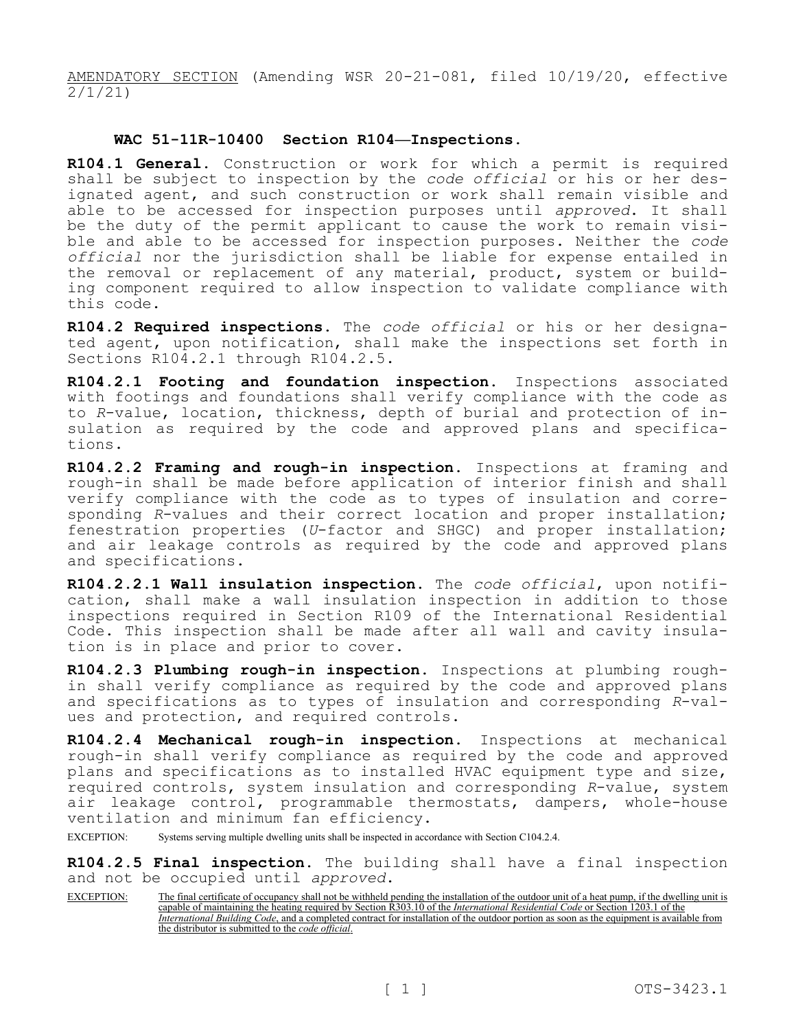AMENDATORY SECTION (Amending WSR 20-21-081, filed 10/19/20, effective 2/1/21)

**WAC 51-11R-10400 Section R104—Inspections.**

**R104.1 General.** Construction or work for which a permit is required shall be subject to inspection by the *code official* or his or her designated agent, and such construction or work shall remain visible and able to be accessed for inspection purposes until *approved*. It shall be the duty of the permit applicant to cause the work to remain visible and able to be accessed for inspection purposes. Neither the *code official* nor the jurisdiction shall be liable for expense entailed in the removal or replacement of any material, product, system or building component required to allow inspection to validate compliance with this code.

**R104.2 Required inspections.** The *code official* or his or her designated agent, upon notification, shall make the inspections set forth in Sections R104.2.1 through R104.2.5.

**R104.2.1 Footing and foundation inspection.** Inspections associated with footings and foundations shall verify compliance with the code as to *R*-value, location, thickness, depth of burial and protection of insulation as required by the code and approved plans and specifications.

**R104.2.2 Framing and rough-in inspection.** Inspections at framing and rough-in shall be made before application of interior finish and shall verify compliance with the code as to types of insulation and corresponding *R*-values and their correct location and proper installation; fenestration properties (*U*-factor and SHGC) and proper installation; and air leakage controls as required by the code and approved plans and specifications.

**R104.2.2.1 Wall insulation inspection.** The *code official*, upon notification, shall make a wall insulation inspection in addition to those inspections required in Section R109 of the International Residential Code. This inspection shall be made after all wall and cavity insulation is in place and prior to cover.

**R104.2.3 Plumbing rough-in inspection.** Inspections at plumbing rough-in shall verify compliance as required by the code and approved plans and specifications as to types of insulation and corresponding *R*-values and protection, and required controls.

**R104.2.4 Mechanical rough-in inspection.** Inspections at mechanical rough-in shall verify compliance as required by the code and approved plans and specifications as to installed HVAC equipment type and size, required controls, system insulation and corresponding *R*-value, system air leakage control, programmable thermostats, dampers, whole-house ventilation and minimum fan efficiency.

EXCEPTION: Systems serving multiple dwelling units shall be inspected in accordance with Section C104.2.4.

**R104.2.5 Final inspection.** The building shall have a final inspection and not be occupied until *approved*.

EXCEPTION: The final certificate of occupancy shall not be withheld pending the installation of the outdoor unit of a heat pump, if the dwelling unit is capable of maintaining the heating required by Section R303.10 of the *International Residential Code* or Section 1203.1 of the *International Building Code*, and a completed contract for installation of the outdoor portion as soon as the equipment is available from the distributor is submitted to the *code official*.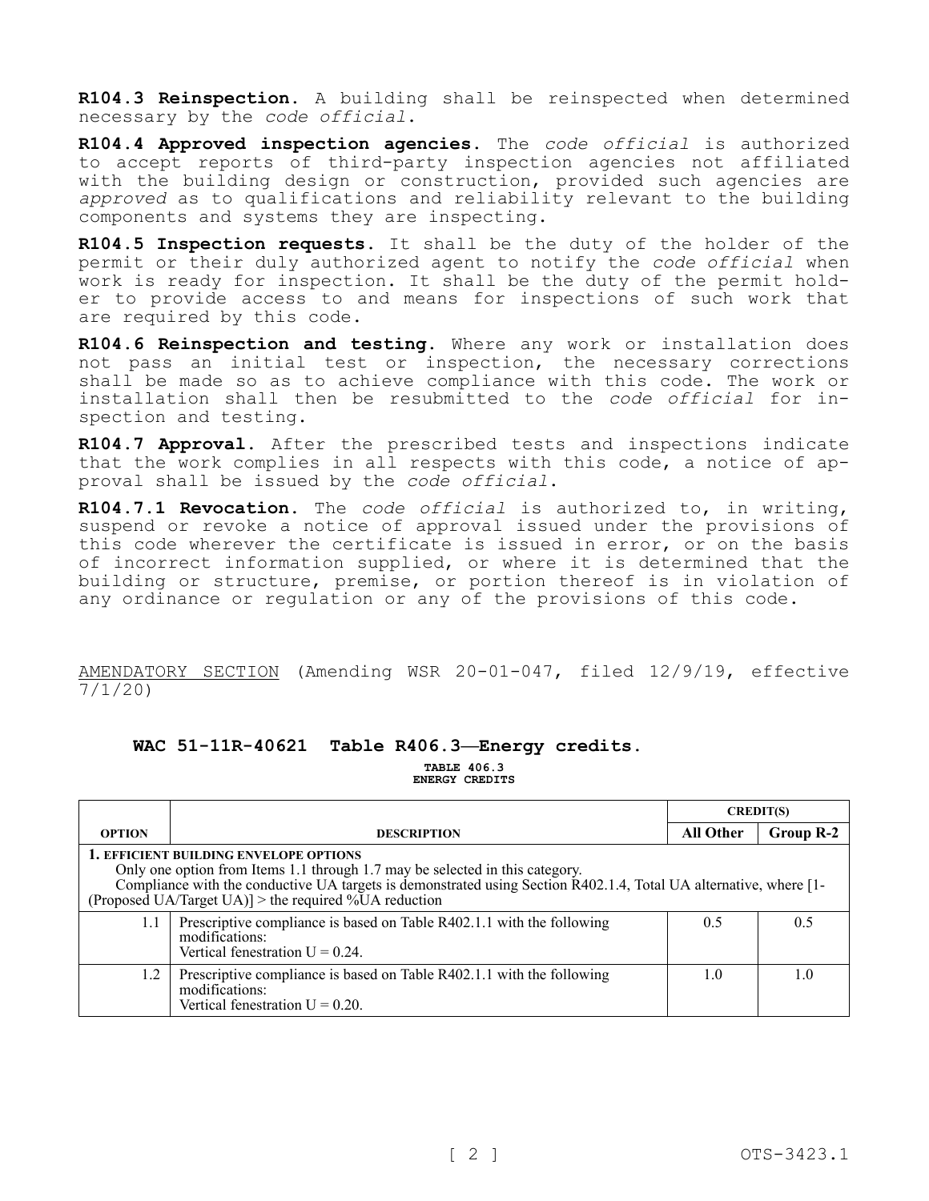**R104.3 Reinspection.** A building shall be reinspected when determined necessary by the *code official*.

**R104.4 Approved inspection agencies.** The *code official* is authorized to accept reports of third-party inspection agencies not affiliated with the building design or construction, provided such agencies are *approved* as to qualifications and reliability relevant to the building components and systems they are inspecting.

**R104.5 Inspection requests.** It shall be the duty of the holder of the permit or their duly authorized agent to notify the *code official* when work is ready for inspection. It shall be the duty of the permit holder to provide access to and means for inspections of such work that are required by this code.

**R104.6 Reinspection and testing.** Where any work or installation does not pass an initial test or inspection, the necessary corrections shall be made so as to achieve compliance with this code. The work or installation shall then be resubmitted to the *code official* for inspection and testing.

**R104.7 Approval.** After the prescribed tests and inspections indicate that the work complies in all respects with this code, a notice of approval shall be issued by the *code official*.

**R104.7.1 Revocation.** The *code official* is authorized to, in writing, suspend or revoke a notice of approval issued under the provisions of this code wherever the certificate is issued in error, or on the basis of incorrect information supplied, or where it is determined that the building or structure, premise, or portion thereof is in violation of any ordinance or regulation or any of the provisions of this code.

AMENDATORY SECTION (Amending WSR 20-01-047, filed 12/9/19, effective 7/1/20)

**WAC 51-11R-40621 Table R406.3—Energy credits.**

**TABLE 406.3**
**ENERGY CREDITS**

| | | CREDIT(S) | |
|---|---|---|---|
| **OPTION** | **DESCRIPTION** | **All Other** | **Group R-2** |
| **1. EFFICIENT BUILDING ENVELOPE OPTIONS** Only one option from Items 1.1 through 1.7 may be selected in this category. Compliance with the conductive UA targets is demonstrated using Section R402.1.4, Total UA alternative, where [1-(Proposed UA/Target UA)] > the required %UA reduction | | | |
| 1.1 | Prescriptive compliance is based on Table R402.1.1 with the following modifications: Vertical fenestration U = 0.24. | 0.5 | 0.5 |
| 1.2 | Prescriptive compliance is based on Table R402.1.1 with the following modifications: Vertical fenestration U = 0.20. | 1.0 | 1.0 |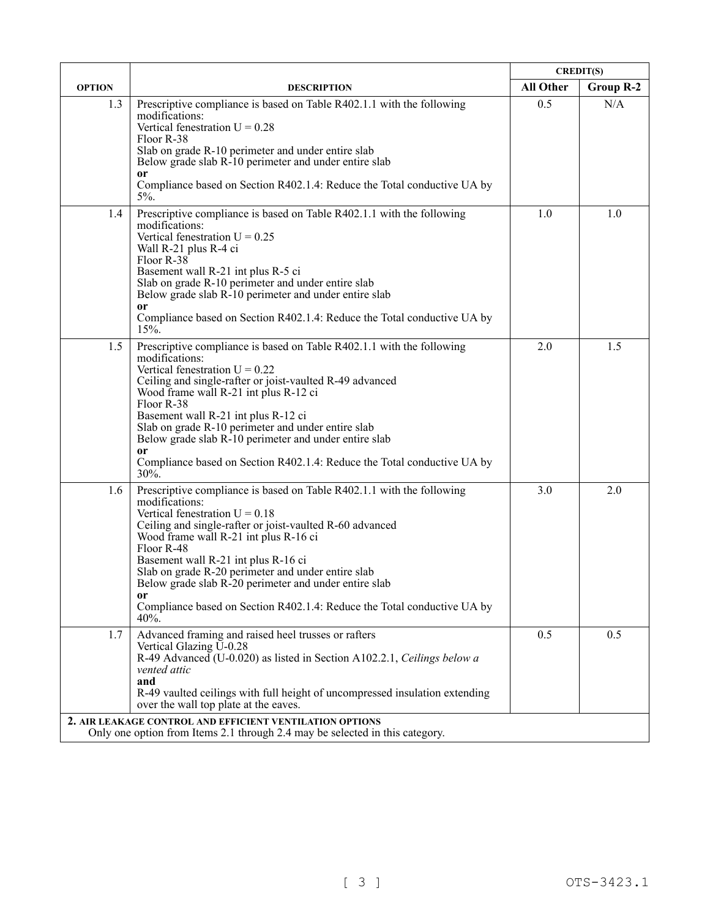| OPTION | DESCRIPTION | CREDIT(S) | |
|---|---|---|---|
| | | All Other | Group R-2 |
| 1.3 | Prescriptive compliance is based on Table R402.1.1 with the following modifications:<br>Vertical fenestration U = 0.28<br>Floor R-38<br>Slab on grade R-10 perimeter and under entire slab<br>Below grade slab R-10 perimeter and under entire slab<br>**or**<br>Compliance based on Section R402.1.4: Reduce the Total conductive UA by 5%. | 0.5 | N/A |
| 1.4 | Prescriptive compliance is based on Table R402.1.1 with the following modifications:<br>Vertical fenestration U = 0.25<br>Wall R-21 plus R-4 ci<br>Floor R-38<br>Basement wall R-21 int plus R-5 ci<br>Slab on grade R-10 perimeter and under entire slab<br>Below grade slab R-10 perimeter and under entire slab<br>**or**<br>Compliance based on Section R402.1.4: Reduce the Total conductive UA by 15%. | 1.0 | 1.0 |
| 1.5 | Prescriptive compliance is based on Table R402.1.1 with the following modifications:<br>Vertical fenestration U = 0.22<br>Ceiling and single-rafter or joist-vaulted R-49 advanced<br>Wood frame wall R-21 int plus R-12 ci<br>Floor R-38<br>Basement wall R-21 int plus R-12 ci<br>Slab on grade R-10 perimeter and under entire slab<br>Below grade slab R-10 perimeter and under entire slab<br>**or**<br>Compliance based on Section R402.1.4: Reduce the Total conductive UA by 30%. | 2.0 | 1.5 |
| 1.6 | Prescriptive compliance is based on Table R402.1.1 with the following modifications:<br>Vertical fenestration U = 0.18<br>Ceiling and single-rafter or joist-vaulted R-60 advanced<br>Wood frame wall R-21 int plus R-16 ci<br>Floor R-48<br>Basement wall R-21 int plus R-16 ci<br>Slab on grade R-20 perimeter and under entire slab<br>Below grade slab R-20 perimeter and under entire slab<br>**or**<br>Compliance based on Section R402.1.4: Reduce the Total conductive UA by 40%. | 3.0 | 2.0 |
| 1.7 | Advanced framing and raised heel trusses or rafters<br>Vertical Glazing U-0.28<br>R-49 Advanced (U-0.020) as listed in Section A102.2.1, *Ceilings below a vented attic*<br>**and**<br>R-49 vaulted ceilings with full height of uncompressed insulation extending over the wall top plate at the eaves. | 0.5 | 0.5 |
| **2. AIR LEAKAGE CONTROL AND EFFICIENT VENTILATION OPTIONS**<br>Only one option from Items 2.1 through 2.4 may be selected in this category. | | | |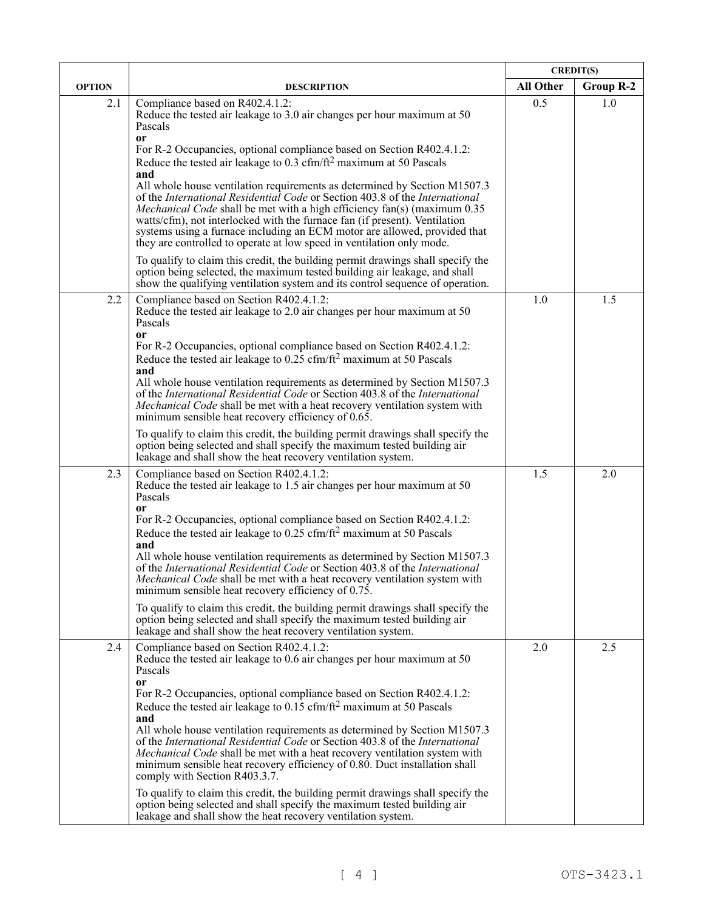| | | CREDIT(S) | |
|---|---|---|---|
| OPTION | DESCRIPTION | All Other | Group R-2 |
| 2.1 | Compliance based on R402.4.1.2: Reduce the tested air leakage to 3.0 air changes per hour maximum at 50 Pascals<br>**or**<br>For R-2 Occupancies, optional compliance based on Section R402.4.1.2: Reduce the tested air leakage to 0.3 $cfm/ft^2$ maximum at 50 Pascals<br>**and**<br>All whole house ventilation requirements as determined by Section M1507.3 of the *International Residential Code* or Section 403.8 of the *International Mechanical Code* shall be met with a high efficiency fan(s) (maximum 0.35 watts/cfm), not interlocked with the furnace fan (if present). Ventilation systems using a furnace including an ECM motor are allowed, provided that they are controlled to operate at low speed in ventilation only mode.<br><br>To qualify to claim this credit, the building permit drawings shall specify the option being selected, the maximum tested building air leakage, and shall show the qualifying ventilation system and its control sequence of operation. | 0.5 | 1.0 |
| 2.2 | Compliance based on Section R402.4.1.2: Reduce the tested air leakage to 2.0 air changes per hour maximum at 50 Pascals<br>**or**<br>For R-2 Occupancies, optional compliance based on Section R402.4.1.2: Reduce the tested air leakage to 0.25 $cfm/ft^2$ maximum at 50 Pascals<br>**and**<br>All whole house ventilation requirements as determined by Section M1507.3 of the *International Residential Code* or Section 403.8 of the *International Mechanical Code* shall be met with a heat recovery ventilation system with minimum sensible heat recovery efficiency of 0.65.<br><br>To qualify to claim this credit, the building permit drawings shall specify the option being selected and shall specify the maximum tested building air leakage and shall show the heat recovery ventilation system. | 1.0 | 1.5 |
| 2.3 | Compliance based on Section R402.4.1.2: Reduce the tested air leakage to 1.5 air changes per hour maximum at 50 Pascals<br>**or**<br>For R-2 Occupancies, optional compliance based on Section R402.4.1.2: Reduce the tested air leakage to 0.25 $cfm/ft^2$ maximum at 50 Pascals<br>**and**<br>All whole house ventilation requirements as determined by Section M1507.3 of the *International Residential Code* or Section 403.8 of the *International Mechanical Code* shall be met with a heat recovery ventilation system with minimum sensible heat recovery efficiency of 0.75.<br><br>To qualify to claim this credit, the building permit drawings shall specify the option being selected and shall specify the maximum tested building air leakage and shall show the heat recovery ventilation system. | 1.5 | 2.0 |
| 2.4 | Compliance based on Section R402.4.1.2: Reduce the tested air leakage to 0.6 air changes per hour maximum at 50 Pascals<br>**or**<br>For R-2 Occupancies, optional compliance based on Section R402.4.1.2: Reduce the tested air leakage to 0.15 $cfm/ft^2$ maximum at 50 Pascals<br>**and**<br>All whole house ventilation requirements as determined by Section M1507.3 of the *International Residential Code* or Section 403.8 of the *International Mechanical Code* shall be met with a heat recovery ventilation system with minimum sensible heat recovery efficiency of 0.80. Duct installation shall comply with Section R403.3.7.<br><br>To qualify to claim this credit, the building permit drawings shall specify the option being selected and shall specify the maximum tested building air leakage and shall show the heat recovery ventilation system. | 2.0 | 2.5 |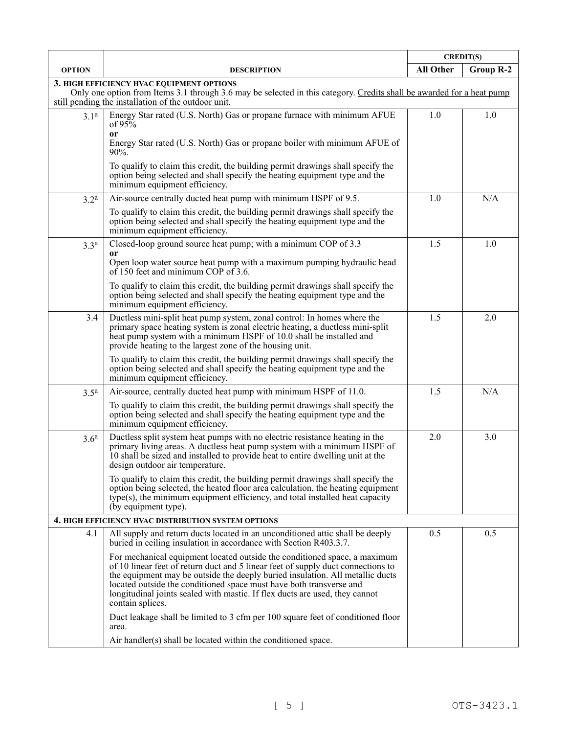| OPTION | DESCRIPTION | CREDIT(S) | |
|---|---|---|---|
| | | All Other | Group R-2 |
| **3. HIGH EFFICIENCY HVAC EQUIPMENT OPTIONS** Only one option from Items 3.1 through 3.6 may be selected in this category. Credits shall be awarded for a heat pump still pending the installation of the outdoor unit. | | | |
| 3.1[a] | Energy Star rated (U.S. North) Gas or propane furnace with minimum AFUE of 95% **or** Energy Star rated (U.S. North) Gas or propane boiler with minimum AFUE of 90%. To qualify to claim this credit, the building permit drawings shall specify the option being selected and shall specify the heating equipment type and the minimum equipment efficiency. | 1.0 | 1.0 |
| 3.2[a] | Air-source centrally ducted heat pump with minimum HSPF of 9.5. To qualify to claim this credit, the building permit drawings shall specify the option being selected and shall specify the heating equipment type and the minimum equipment efficiency. | 1.0 | N/A |
| 3.3[a] | Closed-loop ground source heat pump; with a minimum COP of 3.3 **or** Open loop water source heat pump with a maximum pumping hydraulic head of 150 feet and minimum COP of 3.6. To qualify to claim this credit, the building permit drawings shall specify the option being selected and shall specify the heating equipment type and the minimum equipment efficiency. | 1.5 | 1.0 |
| 3.4 | Ductless mini-split heat pump system, zonal control: In homes where the primary space heating system is zonal electric heating, a ductless mini-split heat pump system with a minimum HSPF of 10.0 shall be installed and provide heating to the largest zone of the housing unit. To qualify to claim this credit, the building permit drawings shall specify the option being selected and shall specify the heating equipment type and the minimum equipment efficiency. | 1.5 | 2.0 |
| 3.5[a] | Air-source, centrally ducted heat pump with minimum HSPF of 11.0. To qualify to claim this credit, the building permit drawings shall specify the option being selected and shall specify the heating equipment type and the minimum equipment efficiency. | 1.5 | N/A |
| 3.6[a] | Ductless split system heat pumps with no electric resistance heating in the primary living areas. A ductless heat pump system with a minimum HSPF of 10 shall be sized and installed to provide heat to entire dwelling unit at the design outdoor air temperature. To qualify to claim this credit, the building permit drawings shall specify the option being selected, the heated floor area calculation, the heating equipment type(s), the minimum equipment efficiency, and total installed heat capacity (by equipment type). | 2.0 | 3.0 |
| **4. HIGH EFFICIENCY HVAC DISTRIBUTION SYSTEM OPTIONS** | | | |
| 4.1 | All supply and return ducts located in an unconditioned attic shall be deeply buried in ceiling insulation in accordance with Section R403.3.7. For mechanical equipment located outside the conditioned space, a maximum of 10 linear feet of return duct and 5 linear feet of supply duct connections to the equipment may be outside the deeply buried insulation. All metallic ducts located outside the conditioned space must have both transverse and longitudinal joints sealed with mastic. If flex ducts are used, they cannot contain splices. Duct leakage shall be limited to 3 cfm per 100 square feet of conditioned floor area. Air handler(s) shall be located within the conditioned space. | 0.5 | 0.5 |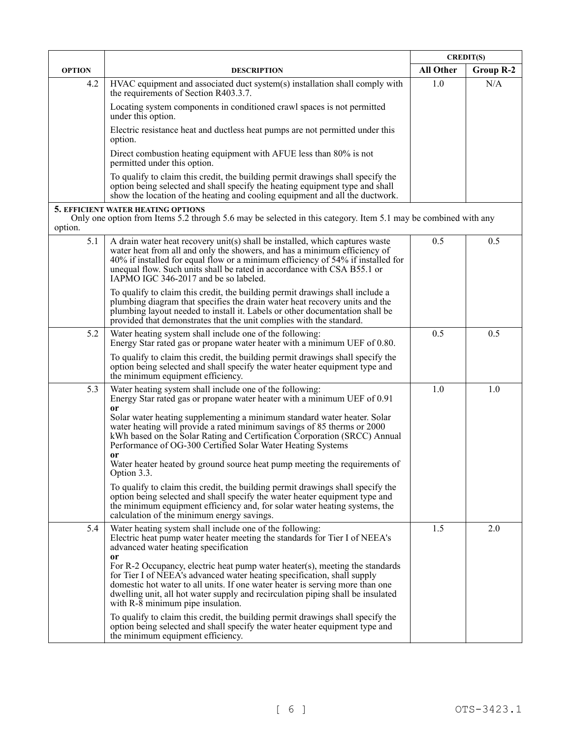| OPTION | DESCRIPTION | CREDIT(S) | |
|---|---|---|---|
| | | All Other | Group R-2 |
| 4.2 | HVAC equipment and associated duct system(s) installation shall comply with the requirements of Section R403.3.7.<br><br>Locating system components in conditioned crawl spaces is not permitted under this option.<br><br>Electric resistance heat and ductless heat pumps are not permitted under this option.<br><br>Direct combustion heating equipment with AFUE less than 80% is not permitted under this option.<br><br>To qualify to claim this credit, the building permit drawings shall specify the option being selected and shall specify the heating equipment type and shall show the location of the heating and cooling equipment and all the ductwork. | 1.0 | N/A |
| **5. EFFICIENT WATER HEATING OPTIONS**<br>Only one option from Items 5.2 through 5.6 may be selected in this category. Item 5.1 may be combined with any option. | | | |
| 5.1 | A drain water heat recovery unit(s) shall be installed, which captures waste water heat from all and only the showers, and has a minimum efficiency of 40% if installed for equal flow or a minimum efficiency of 54% if installed for unequal flow. Such units shall be rated in accordance with CSA B55.1 or IAPMO IGC 346-2017 and be so labeled.<br><br>To qualify to claim this credit, the building permit drawings shall include a plumbing diagram that specifies the drain water heat recovery units and the plumbing layout needed to install it. Labels or other documentation shall be provided that demonstrates that the unit complies with the standard. | 0.5 | 0.5 |
| 5.2 | Water heating system shall include one of the following:<br>Energy Star rated gas or propane water heater with a minimum UEF of 0.80.<br><br>To qualify to claim this credit, the building permit drawings shall specify the option being selected and shall specify the water heater equipment type and the minimum equipment efficiency. | 0.5 | 0.5 |
| 5.3 | Water heating system shall include one of the following:<br>Energy Star rated gas or propane water heater with a minimum UEF of 0.91<br>**or**<br>Solar water heating supplementing a minimum standard water heater. Solar water heating will provide a rated minimum savings of 85 therms or 2000 kWh based on the Solar Rating and Certification Corporation (SRCC) Annual Performance of OG-300 Certified Solar Water Heating Systems<br>**or**<br>Water heater heated by ground source heat pump meeting the requirements of Option 3.3.<br><br>To qualify to claim this credit, the building permit drawings shall specify the option being selected and shall specify the water heater equipment type and the minimum equipment efficiency and, for solar water heating systems, the calculation of the minimum energy savings. | 1.0 | 1.0 |
| 5.4 | Water heating system shall include one of the following:<br>Electric heat pump water heater meeting the standards for Tier I of NEEA's advanced water heating specification<br>**or**<br>For R-2 Occupancy, electric heat pump water heater(s), meeting the standards for Tier I of NEEA's advanced water heating specification, shall supply domestic hot water to all units. If one water heater is serving more than one dwelling unit, all hot water supply and recirculation piping shall be insulated with R-8 minimum pipe insulation.<br><br>To qualify to claim this credit, the building permit drawings shall specify the option being selected and shall specify the water heater equipment type and the minimum equipment efficiency. | 1.5 | 2.0 |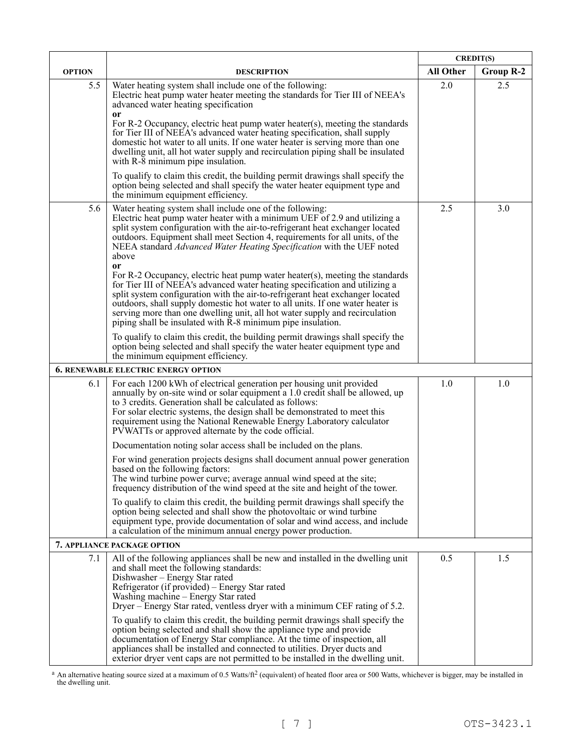| | | CREDIT(S) | |
|---|---|---|---|
| OPTION | DESCRIPTION | All Other | Group R-2 |
| 5.5 | Water heating system shall include one of the following:<br>Electric heat pump water heater meeting the standards for Tier III of NEEA's advanced water heating specification<br>**or**<br>For R-2 Occupancy, electric heat pump water heater(s), meeting the standards for Tier III of NEEA's advanced water heating specification, shall supply domestic hot water to all units. If one water heater is serving more than one dwelling unit, all hot water supply and recirculation piping shall be insulated with R-8 minimum pipe insulation.<br><br>To qualify to claim this credit, the building permit drawings shall specify the option being selected and shall specify the water heater equipment type and the minimum equipment efficiency. | 2.0 | 2.5 |
| 5.6 | Water heating system shall include one of the following:<br>Electric heat pump water heater with a minimum UEF of 2.9 and utilizing a split system configuration with the air-to-refrigerant heat exchanger located outdoors. Equipment shall meet Section 4, requirements for all units, of the NEEA standard *Advanced Water Heating Specification* with the UEF noted above<br>**or**<br>For R-2 Occupancy, electric heat pump water heater(s), meeting the standards for Tier III of NEEA's advanced water heating specification and utilizing a split system configuration with the air-to-refrigerant heat exchanger located outdoors, shall supply domestic hot water to all units. If one water heater is serving more than one dwelling unit, all hot water supply and recirculation piping shall be insulated with R-8 minimum pipe insulation.<br><br>To qualify to claim this credit, the building permit drawings shall specify the option being selected and shall specify the water heater equipment type and the minimum equipment efficiency. | 2.5 | 3.0 |
| **6. RENEWABLE ELECTRIC ENERGY OPTION** | | | |
| 6.1 | For each 1200 kWh of electrical generation per housing unit provided annually by on-site wind or solar equipment a 1.0 credit shall be allowed, up to 3 credits. Generation shall be calculated as follows:<br>For solar electric systems, the design shall be demonstrated to meet this requirement using the National Renewable Energy Laboratory calculator PVWATTs or approved alternate by the code official.<br><br>Documentation noting solar access shall be included on the plans.<br><br>For wind generation projects designs shall document annual power generation based on the following factors:<br>The wind turbine power curve; average annual wind speed at the site; frequency distribution of the wind speed at the site and height of the tower.<br><br>To qualify to claim this credit, the building permit drawings shall specify the option being selected and shall show the photovoltaic or wind turbine equipment type, provide documentation of solar and wind access, and include a calculation of the minimum annual energy power production. | 1.0 | 1.0 |
| **7. APPLIANCE PACKAGE OPTION** | | | |
| 7.1 | All of the following appliances shall be new and installed in the dwelling unit and shall meet the following standards:<br>Dishwasher – Energy Star rated<br>Refrigerator (if provided) – Energy Star rated<br>Washing machine – Energy Star rated<br>Dryer – Energy Star rated, ventless dryer with a minimum CEF rating of 5.2.<br><br>To qualify to claim this credit, the building permit drawings shall specify the option being selected and shall show the appliance type and provide documentation of Energy Star compliance. At the time of inspection, all appliances shall be installed and connected to utilities. Dryer ducts and exterior dryer vent caps are not permitted to be installed in the dwelling unit. | 0.5 | 1.5 |

[a] An alternative heating source sized at a maximum of 0.5 Watts/ft$^2$ (equivalent) of heated floor area or 500 Watts, whichever is bigger, may be installed in the dwelling unit.